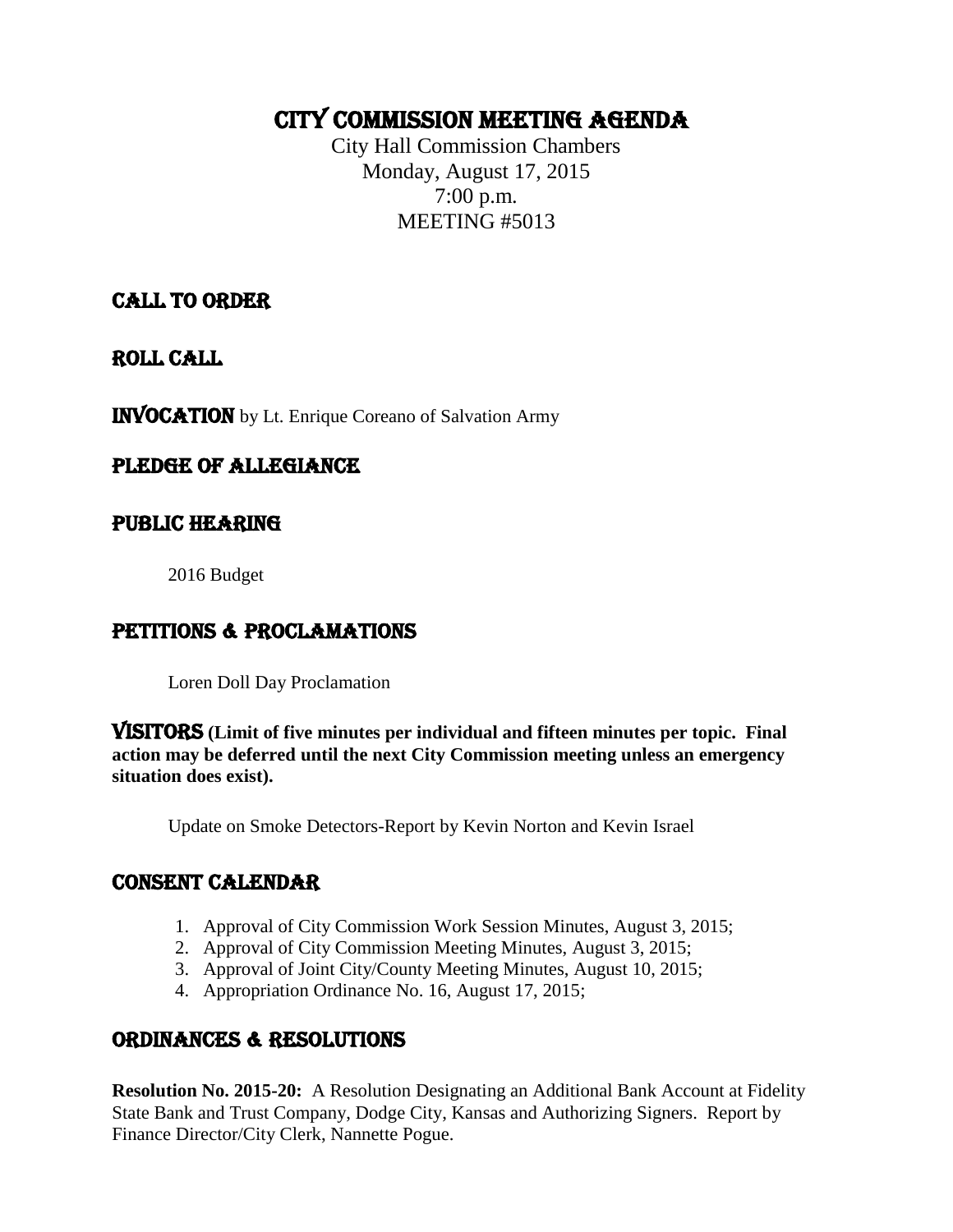# CITY COMMISSION MEETING AGENDA

City Hall Commission Chambers
Monday, August 17, 2015
7:00 p.m.
MEETING #5013

## CALL TO ORDER

## ROLL CALL

**INVOCATION** by Lt. Enrique Coreano of Salvation Army

## PLEDGE OF ALLEGIANCE

## PUBLIC HEARING

2016 Budget

## PETITIONS & PROCLAMATIONS

Loren Doll Day Proclamation

**VISITORS (Limit of five minutes per individual and fifteen minutes per topic. Final action may be deferred until the next City Commission meeting unless an emergency situation does exist).**

Update on Smoke Detectors-Report by Kevin Norton and Kevin Israel

## CONSENT CALENDAR

1. Approval of City Commission Work Session Minutes, August 3, 2015;
2. Approval of City Commission Meeting Minutes, August 3, 2015;
3. Approval of Joint City/County Meeting Minutes, August 10, 2015;
4. Appropriation Ordinance No. 16, August 17, 2015;

## ORDINANCES & RESOLUTIONS

**Resolution No. 2015-20:** A Resolution Designating an Additional Bank Account at Fidelity State Bank and Trust Company, Dodge City, Kansas and Authorizing Signers. Report by Finance Director/City Clerk, Nannette Pogue.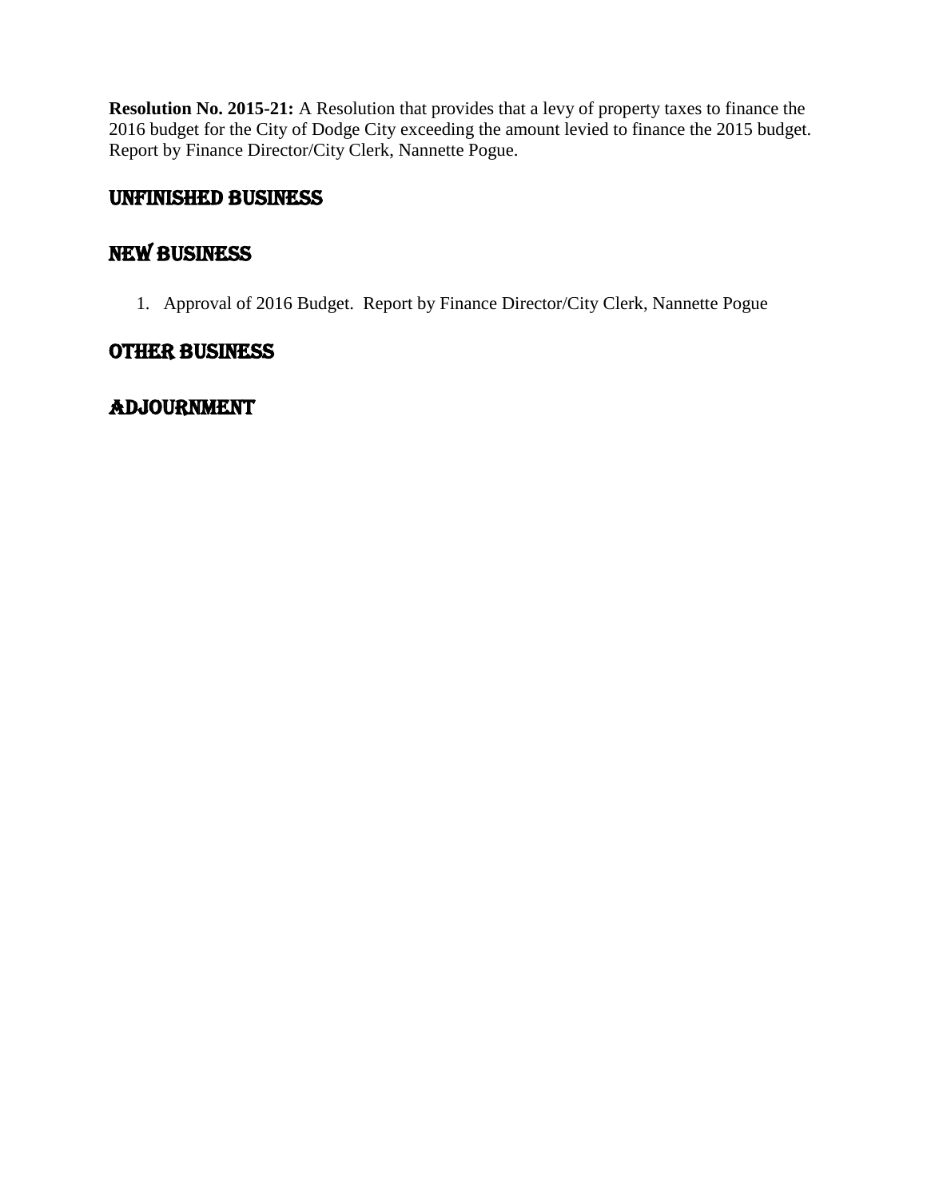**Resolution No. 2015-21:** A Resolution that provides that a levy of property taxes to finance the 2016 budget for the City of Dodge City exceeding the amount levied to finance the 2015 budget. Report by Finance Director/City Clerk, Nannette Pogue.

## UNFINISHED BUSINESS

## NEW BUSINESS

1. Approval of 2016 Budget. Report by Finance Director/City Clerk, Nannette Pogue

## OTHER BUSINESS

## ADJOURNMENT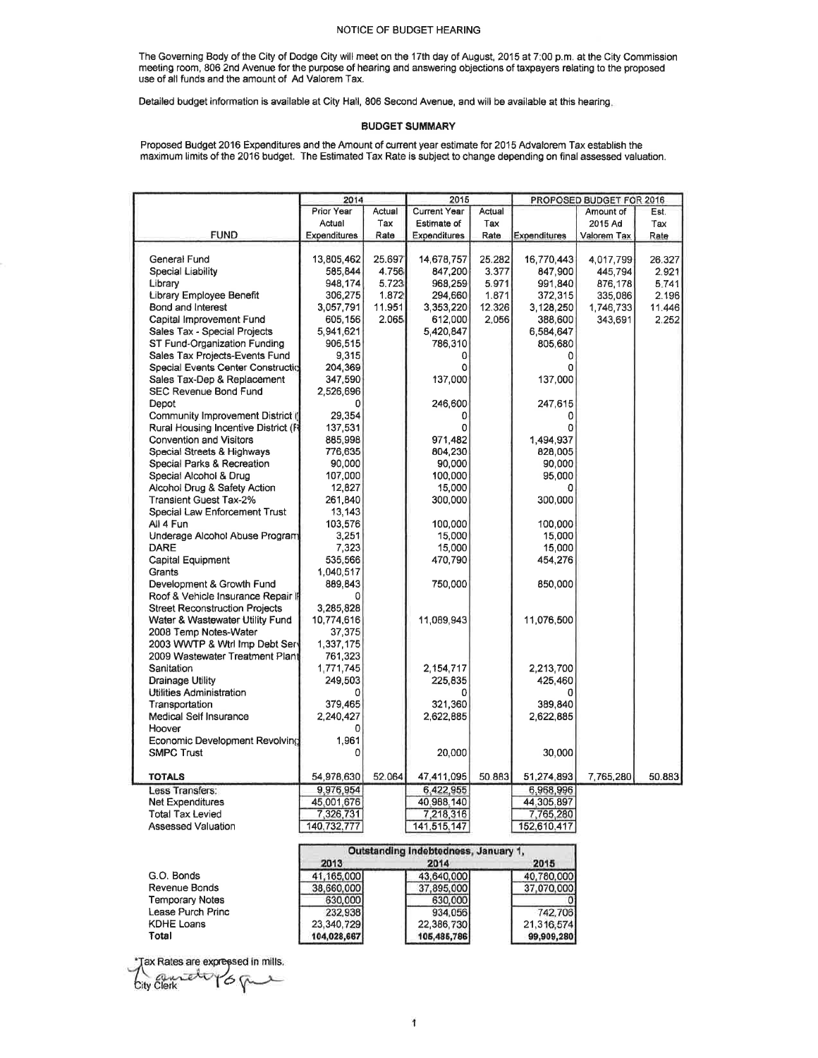# NOTICE OF BUDGET HEARING

The Governing Body of the City of Dodge City will meet on the 17th day of August, 2015 at 7:00 p.m. at the City Commission meeting room, 806 2nd Avenue for the purpose of hearing and answering objections of taxpayers relating to the proposed use of all funds and the amount of Ad Valorem Tax.

Detailed budget information is available at City Hall, 806 Second Avenue, and will be available at this hearing.

## BUDGET SUMMARY

Proposed Budget 2016 Expenditures and the Amount of current year estimate for 2015 Advalorem Tax establish the maximum limits of the 2016 budget. The Estimated Tax Rate is subject to change depending on final assessed valuation.

| FUND | 2014 Prior Year Actual Expenditures | 2014 Actual Tax Rate | 2015 Current Year Estimate of Expenditures | 2015 Actual Tax Rate | Proposed Budget for 2016 Expenditures | Proposed Budget for 2016 Amount of 2015 Ad Valorem Tax | Proposed Budget for 2016 Est. Tax Rate |
|---|---|---|---|---|---|---|---|
| General Fund | 13,805,462 | 25.697 | 14,678,757 | 25.282 | 16,770,443 | 4,017,799 | 26.327 |
| Special Liability | 585,844 | 4.756 | 847,200 | 3.377 | 847,900 | 445,794 | 2.921 |
| Library | 948,174 | 5.723 | 968,259 | 5.971 | 991,840 | 876,178 | 5.741 |
| Library Employee Benefit | 306,275 | 1.872 | 294,660 | 1.871 | 372,315 | 335,086 | 2.196 |
| Bond and Interest | 3,057,791 | 11.951 | 3,353,220 | 12.326 | 3,128,250 | 1,746,733 | 11.446 |
| Capital Improvement Fund | 605,156 | 2.065 | 612,000 | 2.056 | 388,600 | 343,691 | 2.252 |
| Sales Tax - Special Projects | 5,941,621 | | 5,420,847 | | 6,584,647 | | |
| ST Fund-Organization Funding | 906,515 | | 786,310 | | 805,680 | | |
| Sales Tax Projects-Events Fund | 9,315 | | 0 | | 0 | | |
| Special Events Center Constructio | 204,369 | | 0 | | 0 | | |
| Sales Tax-Dep & Replacement | 347,590 | | 137,000 | | 137,000 | | |
| SEC Revenue Bond Fund | 2,526,696 | | | | | | |
| Depot | 0 | | 246,600 | | 247,615 | | |
| Community Improvement District ( | 29,354 | | 0 | | 0 | | |
| Rural Housing Incentive District (R | 137,531 | | 0 | | 0 | | |
| Convention and Visitors | 885,998 | | 971,482 | | 1,494,937 | | |
| Special Streets & Highways | 776,635 | | 804,230 | | 828,005 | | |
| Special Parks & Recreation | 90,000 | | 90,000 | | 90,000 | | |
| Special Alcohol & Drug | 107,000 | | 100,000 | | 95,000 | | |
| Alcohol Drug & Safety Action | 12,827 | | 15,000 | | 0 | | |
| Transient Guest Tax-2% | 261,840 | | 300,000 | | 300,000 | | |
| Special Law Enforcement Trust | 13,143 | | | | | | |
| All 4 Fun | 103,576 | | 100,000 | | 100,000 | | |
| Underage Alcohol Abuse Program | 3,251 | | 15,000 | | 15,000 | | |
| DARE | 7,323 | | 15,000 | | 15,000 | | |
| Capital Equipment | 535,566 | | 470,790 | | 454,276 | | |
| Grants | 1,040,517 | | | | | | |
| Development & Growth Fund | 889,843 | | 750,000 | | 850,000 | | |
| Roof & Vehicle Insurance Repair F | 0 | | | | | | |
| Street Reconstruction Projects | 3,285,828 | | | | | | |
| Water & Wastewater Utility Fund | 10,774,616 | | 11,089,943 | | 11,076,500 | | |
| 2008 Temp Notes-Water | 37,375 | | | | | | |
| 2003 WWTP & Wtrl Imp Debt Ser | 1,337,175 | | | | | | |
| 2009 Wastewater Treatment Plant | 761,323 | | | | | | |
| Sanitation | 1,771,745 | | 2,154,717 | | 2,213,700 | | |
| Drainage Utility | 249,503 | | 225,835 | | 425,460 | | |
| Utilities Administration | 0 | | 0 | | 0 | | |
| Transportation | 379,465 | | 321,360 | | 389,840 | | |
| Medical Self Insurance | 2,240,427 | | 2,622,885 | | 2,622,885 | | |
| Hoover | 0 | | | | | | |
| Economic Development Revolving | 1,961 | | | | | | |
| SMPC Trust | 0 | | 20,000 | | 30,000 | | |
| **TOTALS** | 54,978,630 | 52.064 | 47,411,095 | 50.883 | 51,274,893 | 7,765,280 | 50.883 |
| Less Transfers: | 9,976,954 | | 6,422,955 | | 6,968,996 | | |
| Net Expenditures | 45,001,676 | | 40,988,140 | | 44,305,897 | | |
| Total Tax Levied | 7,326,731 | | 7,218,316 | | 7,765,280 | | |
| Assessed Valuation | 140,732,777 | | 141,515,147 | | 152,610,417 | | |

| | Outstanding Indebtedness, January 1, 2013 | 2014 | 2015 |
|---|---|---|---|
| G.O. Bonds | 41,165,000 | 43,640,000 | 40,780,000 |
| Revenue Bonds | 38,660,000 | 37,895,000 | 37,070,000 |
| Temporary Notes | 630,000 | 630,000 | 0 |
| Lease Purch Princ | 232,938 | 934,056 | 742,706 |
| KDHE Loans | 23,340,729 | 22,386,730 | 21,316,574 |
| **Total** | **104,028,667** | **105,485,786** | **99,909,280** |

*Tax Rates are expressed in mills.

City Clerk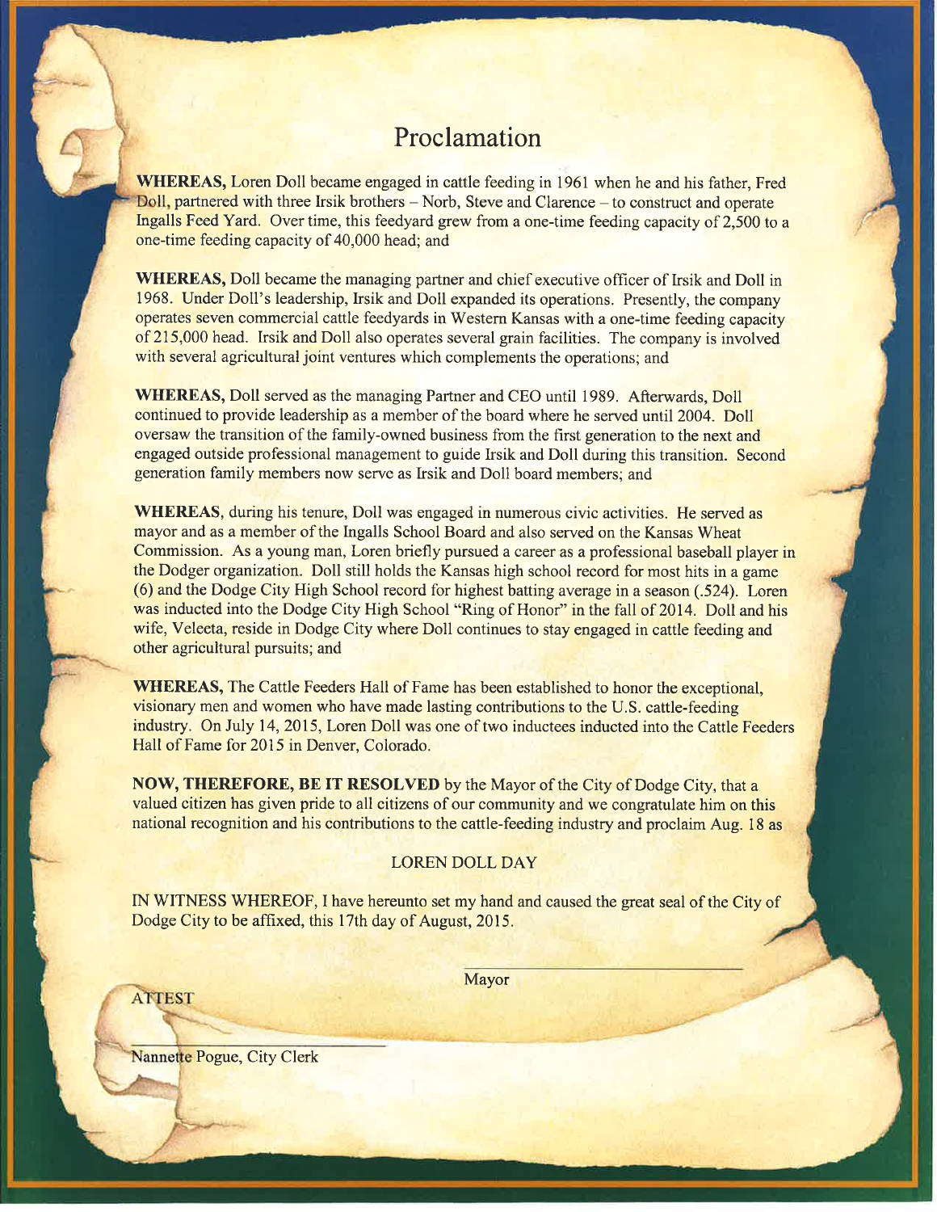# Proclamation

**WHEREAS,** Loren Doll became engaged in cattle feeding in 1961 when he and his father, Fred Doll, partnered with three Irsik brothers – Norb, Steve and Clarence – to construct and operate Ingalls Feed Yard. Over time, this feedyard grew from a one-time feeding capacity of 2,500 to a one-time feeding capacity of 40,000 head; and

**WHEREAS,** Doll became the managing partner and chief executive officer of Irsik and Doll in 1968. Under Doll's leadership, Irsik and Doll expanded its operations. Presently, the company operates seven commercial cattle feedyards in Western Kansas with a one-time feeding capacity of 215,000 head. Irsik and Doll also operates several grain facilities. The company is involved with several agricultural joint ventures which complements the operations; and

**WHEREAS,** Doll served as the managing Partner and CEO until 1989. Afterwards, Doll continued to provide leadership as a member of the board where he served until 2004. Doll oversaw the transition of the family-owned business from the first generation to the next and engaged outside professional management to guide Irsik and Doll during this transition. Second generation family members now serve as Irsik and Doll board members; and

**WHEREAS**, during his tenure, Doll was engaged in numerous civic activities. He served as mayor and as a member of the Ingalls School Board and also served on the Kansas Wheat Commission. As a young man, Loren briefly pursued a career as a professional baseball player in the Dodger organization. Doll still holds the Kansas high school record for most hits in a game (6) and the Dodge City High School record for highest batting average in a season (.524). Loren was inducted into the Dodge City High School "Ring of Honor" in the fall of 2014. Doll and his wife, Veleeta, reside in Dodge City where Doll continues to stay engaged in cattle feeding and other agricultural pursuits; and

**WHEREAS,** The Cattle Feeders Hall of Fame has been established to honor the exceptional, visionary men and women who have made lasting contributions to the U.S. cattle-feeding industry. On July 14, 2015, Loren Doll was one of two inductees inducted into the Cattle Feeders Hall of Fame for 2015 in Denver, Colorado.

**NOW, THEREFORE, BE IT RESOLVED** by the Mayor of the City of Dodge City, that a valued citizen has given pride to all citizens of our community and we congratulate him on this national recognition and his contributions to the cattle-feeding industry and proclaim Aug. 18 as

LOREN DOLL DAY

IN WITNESS WHEREOF, I have hereunto set my hand and caused the great seal of the City of Dodge City to be affixed, this 17th day of August, 2015.

\_\_\_\_\_\_\_\_\_\_\_\_\_\_\_\_\_\_\_\_\_\_\_\_\_\_\_\_\_\_
Mayor

ATTEST

\_\_\_\_\_\_\_\_\_\_\_\_\_\_\_\_\_\_\_\_\_\_\_\_\_\_\_\_\_\_
Nannette Pogue, City Clerk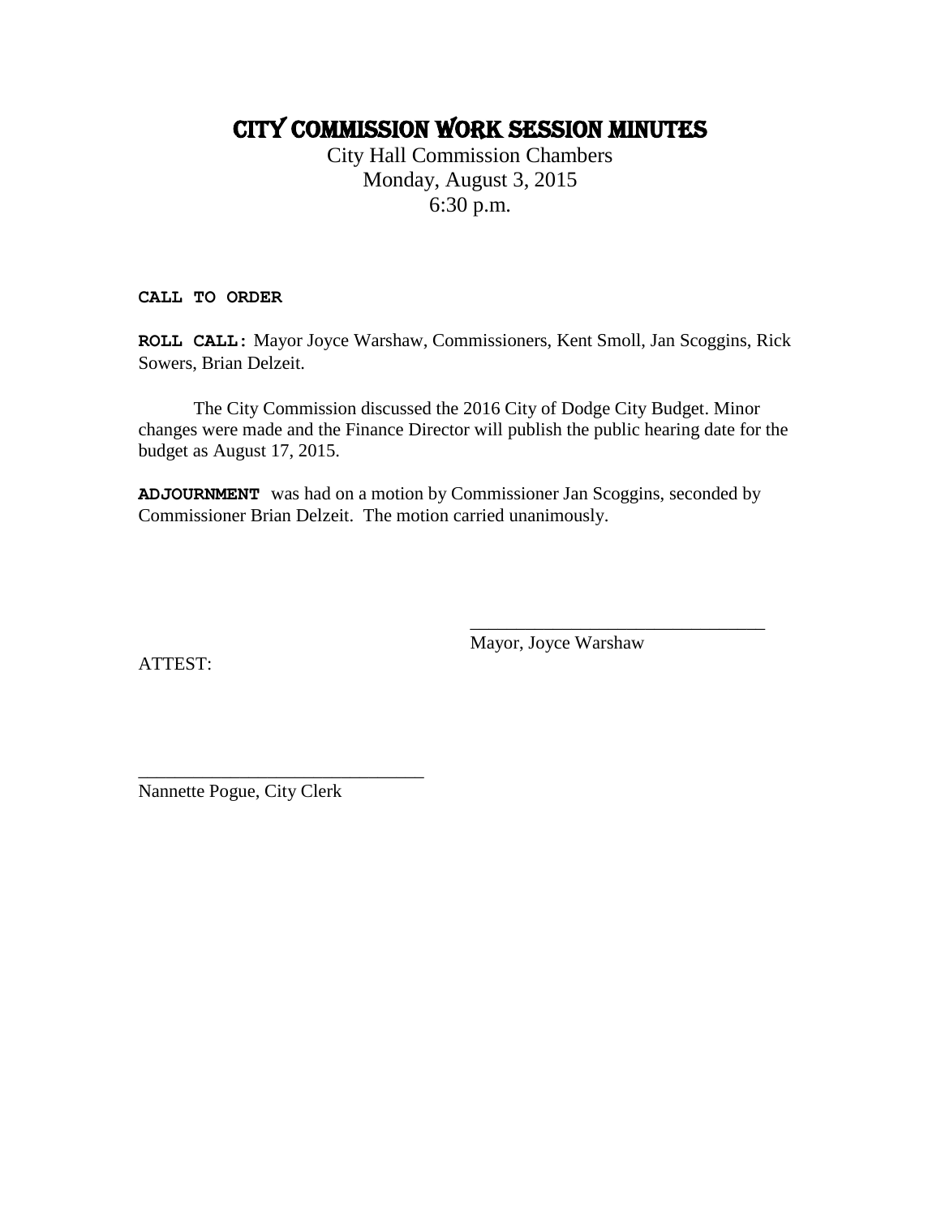# CITY COMMISSION WORK SESSION MINUTES

City Hall Commission Chambers
Monday, August 3, 2015
6:30 p.m.

**CALL TO ORDER**

**ROLL CALL:** Mayor Joyce Warshaw, Commissioners, Kent Smoll, Jan Scoggins, Rick Sowers, Brian Delzeit.

The City Commission discussed the 2016 City of Dodge City Budget. Minor changes were made and the Finance Director will publish the public hearing date for the budget as August 17, 2015.

**ADJOURNMENT** was had on a motion by Commissioner Jan Scoggins, seconded by Commissioner Brian Delzeit. The motion carried unanimously.

\_\_\_\_\_\_\_\_\_\_\_\_\_\_\_\_\_\_\_\_\_\_\_\_\_\_\_\_\_\_\_\_
Mayor, Joyce Warshaw

ATTEST:

\_\_\_\_\_\_\_\_\_\_\_\_\_\_\_\_\_\_\_\_\_\_\_\_\_\_\_\_\_\_\_\_
Nannette Pogue, City Clerk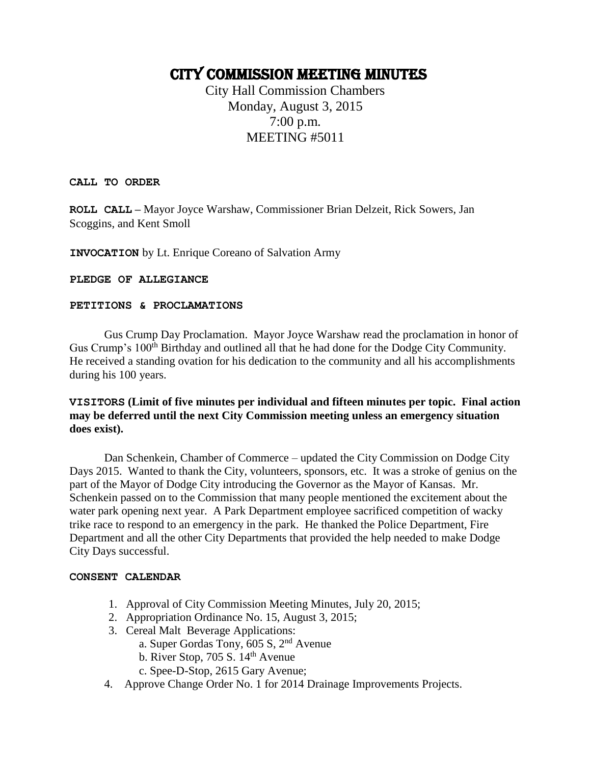# CITY COMMISSION MEETING MINUTES

City Hall Commission Chambers
Monday, August 3, 2015
7:00 p.m.
MEETING #5011

**CALL TO ORDER**

**ROLL CALL –** Mayor Joyce Warshaw, Commissioner Brian Delzeit, Rick Sowers, Jan Scoggins, and Kent Smoll

**INVOCATION** by Lt. Enrique Coreano of Salvation Army

**PLEDGE OF ALLEGIANCE**

**PETITIONS & PROCLAMATIONS**

Gus Crump Day Proclamation. Mayor Joyce Warshaw read the proclamation in honor of Gus Crump's 100th Birthday and outlined all that he had done for the Dodge City Community. He received a standing ovation for his dedication to the community and all his accomplishments during his 100 years.

**VISITORS (Limit of five minutes per individual and fifteen minutes per topic. Final action may be deferred until the next City Commission meeting unless an emergency situation does exist).**

Dan Schenkein, Chamber of Commerce – updated the City Commission on Dodge City Days 2015. Wanted to thank the City, volunteers, sponsors, etc. It was a stroke of genius on the part of the Mayor of Dodge City introducing the Governor as the Mayor of Kansas. Mr. Schenkein passed on to the Commission that many people mentioned the excitement about the water park opening next year. A Park Department employee sacrificed competition of wacky trike race to respond to an emergency in the park. He thanked the Police Department, Fire Department and all the other City Departments that provided the help needed to make Dodge City Days successful.

**CONSENT CALENDAR**

1. Approval of City Commission Meeting Minutes, July 20, 2015;
2. Appropriation Ordinance No. 15, August 3, 2015;
3. Cereal Malt Beverage Applications:
   a. Super Gordas Tony, 605 S, 2nd Avenue
   b. River Stop, 705 S. 14th Avenue
   c. Spee-D-Stop, 2615 Gary Avenue;
4. Approve Change Order No. 1 for 2014 Drainage Improvements Projects.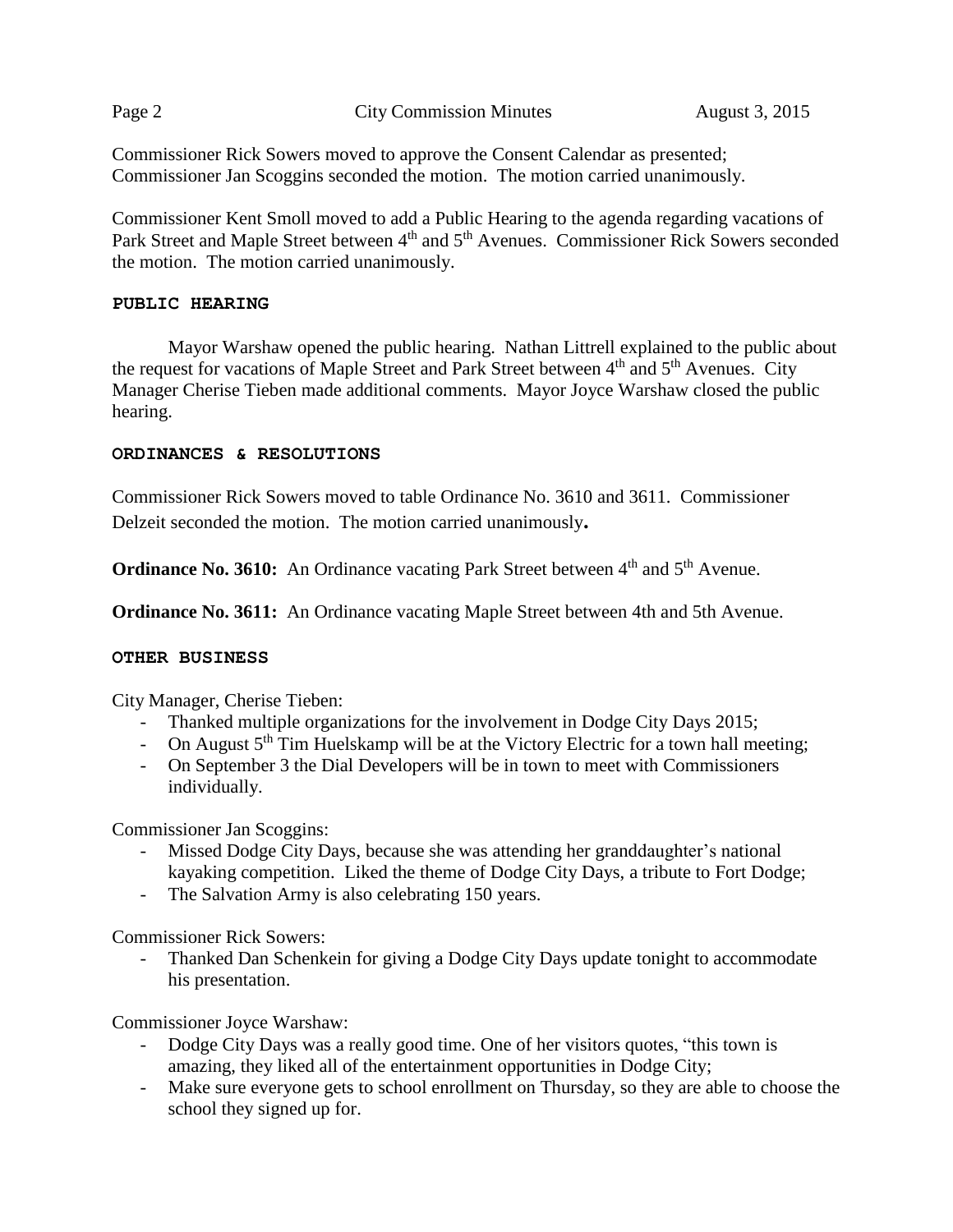Commissioner Rick Sowers moved to approve the Consent Calendar as presented; Commissioner Jan Scoggins seconded the motion. The motion carried unanimously.

Commissioner Kent Smoll moved to add a Public Hearing to the agenda regarding vacations of Park Street and Maple Street between 4th and 5th Avenues. Commissioner Rick Sowers seconded the motion. The motion carried unanimously.

**PUBLIC HEARING**

Mayor Warshaw opened the public hearing. Nathan Littrell explained to the public about the request for vacations of Maple Street and Park Street between 4th and 5th Avenues. City Manager Cherise Tieben made additional comments. Mayor Joyce Warshaw closed the public hearing.

**ORDINANCES & RESOLUTIONS**

Commissioner Rick Sowers moved to table Ordinance No. 3610 and 3611. Commissioner Delzeit seconded the motion. The motion carried unanimously**.**

**Ordinance No. 3610:** An Ordinance vacating Park Street between 4th and 5th Avenue.

**Ordinance No. 3611:** An Ordinance vacating Maple Street between 4th and 5th Avenue.

**OTHER BUSINESS**

City Manager, Cherise Tieben:

- Thanked multiple organizations for the involvement in Dodge City Days 2015;
- On August 5th Tim Huelskamp will be at the Victory Electric for a town hall meeting;
- On September 3 the Dial Developers will be in town to meet with Commissioners individually.

Commissioner Jan Scoggins:

- Missed Dodge City Days, because she was attending her granddaughter's national kayaking competition. Liked the theme of Dodge City Days, a tribute to Fort Dodge;
- The Salvation Army is also celebrating 150 years.

Commissioner Rick Sowers:

- Thanked Dan Schenkein for giving a Dodge City Days update tonight to accommodate his presentation.

Commissioner Joyce Warshaw:

- Dodge City Days was a really good time. One of her visitors quotes, "this town is amazing, they liked all of the entertainment opportunities in Dodge City;
- Make sure everyone gets to school enrollment on Thursday, so they are able to choose the school they signed up for.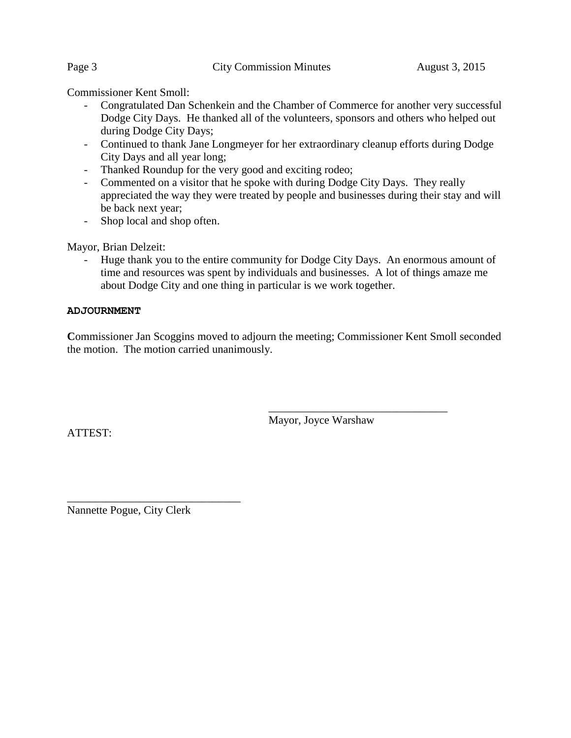Commissioner Kent Smoll:

- Congratulated Dan Schenkein and the Chamber of Commerce for another very successful Dodge City Days. He thanked all of the volunteers, sponsors and others who helped out during Dodge City Days;
- Continued to thank Jane Longmeyer for her extraordinary cleanup efforts during Dodge City Days and all year long;
- Thanked Roundup for the very good and exciting rodeo;
- Commented on a visitor that he spoke with during Dodge City Days. They really appreciated the way they were treated by people and businesses during their stay and will be back next year;
- Shop local and shop often.

Mayor, Brian Delzeit:

- Huge thank you to the entire community for Dodge City Days. An enormous amount of time and resources was spent by individuals and businesses. A lot of things amaze me about Dodge City and one thing in particular is we work together.

**ADJOURNMENT**

**C**ommissioner Jan Scoggins moved to adjourn the meeting; Commissioner Kent Smoll seconded the motion. The motion carried unanimously.

\_\_\_\_\_\_\_\_\_\_\_\_\_\_\_\_\_\_\_\_\_\_\_\_\_\_\_\_\_\_\_\_
Mayor, Joyce Warshaw

ATTEST:

\_\_\_\_\_\_\_\_\_\_\_\_\_\_\_\_\_\_\_\_\_\_\_\_\_\_\_\_\_\_\_\_
Nannette Pogue, City Clerk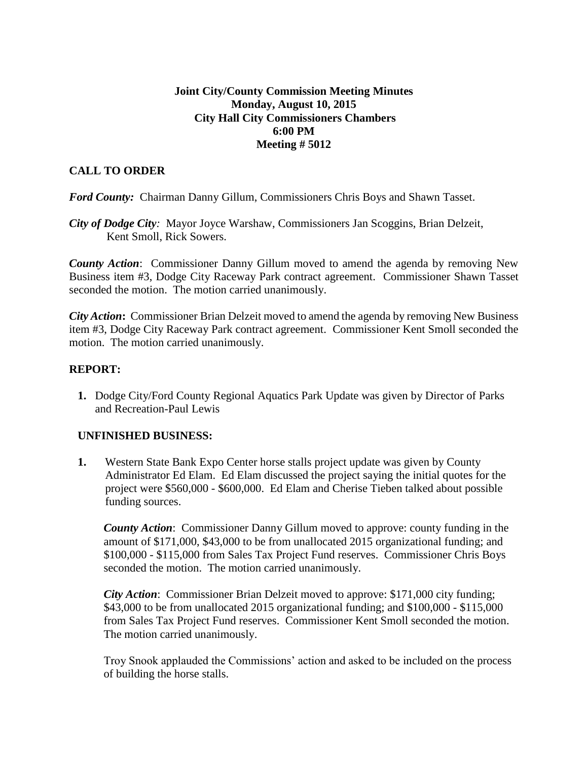**Joint City/County Commission Meeting Minutes**
**Monday, August 10, 2015**
**City Hall City Commissioners Chambers**
**6:00 PM**
**Meeting # 5012**

## CALL TO ORDER

***Ford County:*** Chairman Danny Gillum, Commissioners Chris Boys and Shawn Tasset.

***City of Dodge City:*** Mayor Joyce Warshaw, Commissioners Jan Scoggins, Brian Delzeit, Kent Smoll, Rick Sowers.

***County Action***: Commissioner Danny Gillum moved to amend the agenda by removing New Business item #3, Dodge City Raceway Park contract agreement. Commissioner Shawn Tasset seconded the motion. The motion carried unanimously.

***City Action*****:** Commissioner Brian Delzeit moved to amend the agenda by removing New Business item #3, Dodge City Raceway Park contract agreement. Commissioner Kent Smoll seconded the motion. The motion carried unanimously.

## REPORT:

1. Dodge City/Ford County Regional Aquatics Park Update was given by Director of Parks and Recreation-Paul Lewis

## UNFINISHED BUSINESS:

1. Western State Bank Expo Center horse stalls project update was given by County Administrator Ed Elam. Ed Elam discussed the project saying the initial quotes for the project were $560,000 - $600,000. Ed Elam and Cherise Tieben talked about possible funding sources.

   ***County Action***: Commissioner Danny Gillum moved to approve: county funding in the amount of $171,000, $43,000 to be from unallocated 2015 organizational funding; and $100,000 - $115,000 from Sales Tax Project Fund reserves. Commissioner Chris Boys seconded the motion. The motion carried unanimously.

   ***City Action***: Commissioner Brian Delzeit moved to approve: $171,000 city funding; $43,000 to be from unallocated 2015 organizational funding; and $100,000 - $115,000 from Sales Tax Project Fund reserves. Commissioner Kent Smoll seconded the motion. The motion carried unanimously.

   Troy Snook applauded the Commissions' action and asked to be included on the process of building the horse stalls.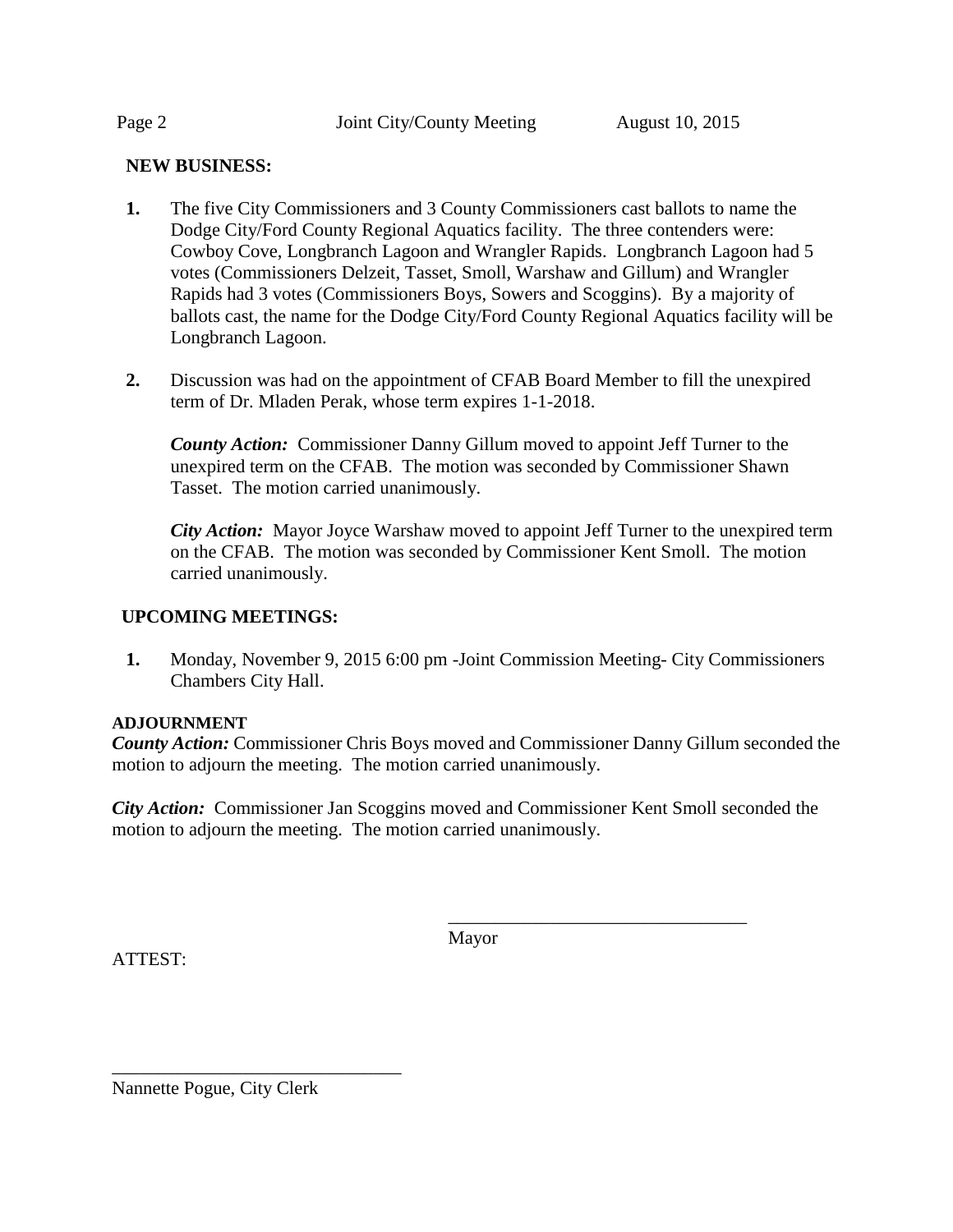**NEW BUSINESS:**

1. The five City Commissioners and 3 County Commissioners cast ballots to name the Dodge City/Ford County Regional Aquatics facility. The three contenders were: Cowboy Cove, Longbranch Lagoon and Wrangler Rapids. Longbranch Lagoon had 5 votes (Commissioners Delzeit, Tasset, Smoll, Warshaw and Gillum) and Wrangler Rapids had 3 votes (Commissioners Boys, Sowers and Scoggins). By a majority of ballots cast, the name for the Dodge City/Ford County Regional Aquatics facility will be Longbranch Lagoon.

2. Discussion was had on the appointment of CFAB Board Member to fill the unexpired term of Dr. Mladen Perak, whose term expires 1-1-2018.

   ***County Action:*** Commissioner Danny Gillum moved to appoint Jeff Turner to the unexpired term on the CFAB. The motion was seconded by Commissioner Shawn Tasset. The motion carried unanimously.

   ***City Action:*** Mayor Joyce Warshaw moved to appoint Jeff Turner to the unexpired term on the CFAB. The motion was seconded by Commissioner Kent Smoll. The motion carried unanimously.

**UPCOMING MEETINGS:**

1. Monday, November 9, 2015 6:00 pm -Joint Commission Meeting- City Commissioners Chambers City Hall.

**ADJOURNMENT**

***County Action:*** Commissioner Chris Boys moved and Commissioner Danny Gillum seconded the motion to adjourn the meeting. The motion carried unanimously.

***City Action:*** Commissioner Jan Scoggins moved and Commissioner Kent Smoll seconded the motion to adjourn the meeting. The motion carried unanimously.

________________________________
Mayor

ATTEST:

________________________________
Nannette Pogue, City Clerk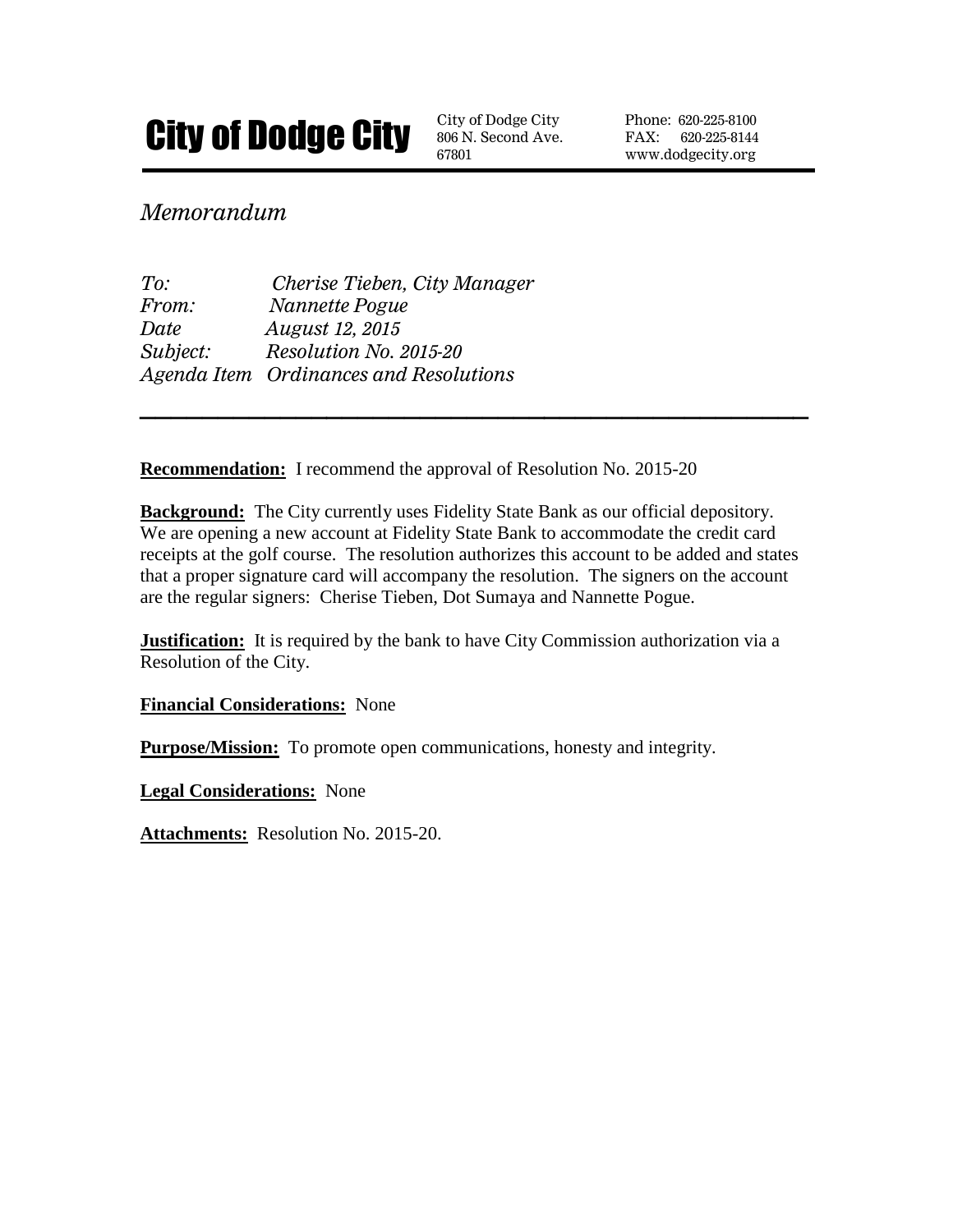# City of Dodge City

City of Dodge City
806 N. Second Ave.
67801

Phone: 620-225-8100
FAX: 620-225-8144
www.dodgecity.org

---

*Memorandum*

*To:* *Cherise Tieben, City Manager*
*From:* *Nannette Pogue*
*Date* *August 12, 2015*
*Subject:* *Resolution No. 2015-20*
*Agenda Item* *Ordinances and Resolutions*

---

**Recommendation:** I recommend the approval of Resolution No. 2015-20

**Background:** The City currently uses Fidelity State Bank as our official depository. We are opening a new account at Fidelity State Bank to accommodate the credit card receipts at the golf course. The resolution authorizes this account to be added and states that a proper signature card will accompany the resolution. The signers on the account are the regular signers: Cherise Tieben, Dot Sumaya and Nannette Pogue.

**Justification:** It is required by the bank to have City Commission authorization via a Resolution of the City.

**Financial Considerations:** None

**Purpose/Mission:** To promote open communications, honesty and integrity.

**Legal Considerations:** None

**Attachments:** Resolution No. 2015-20.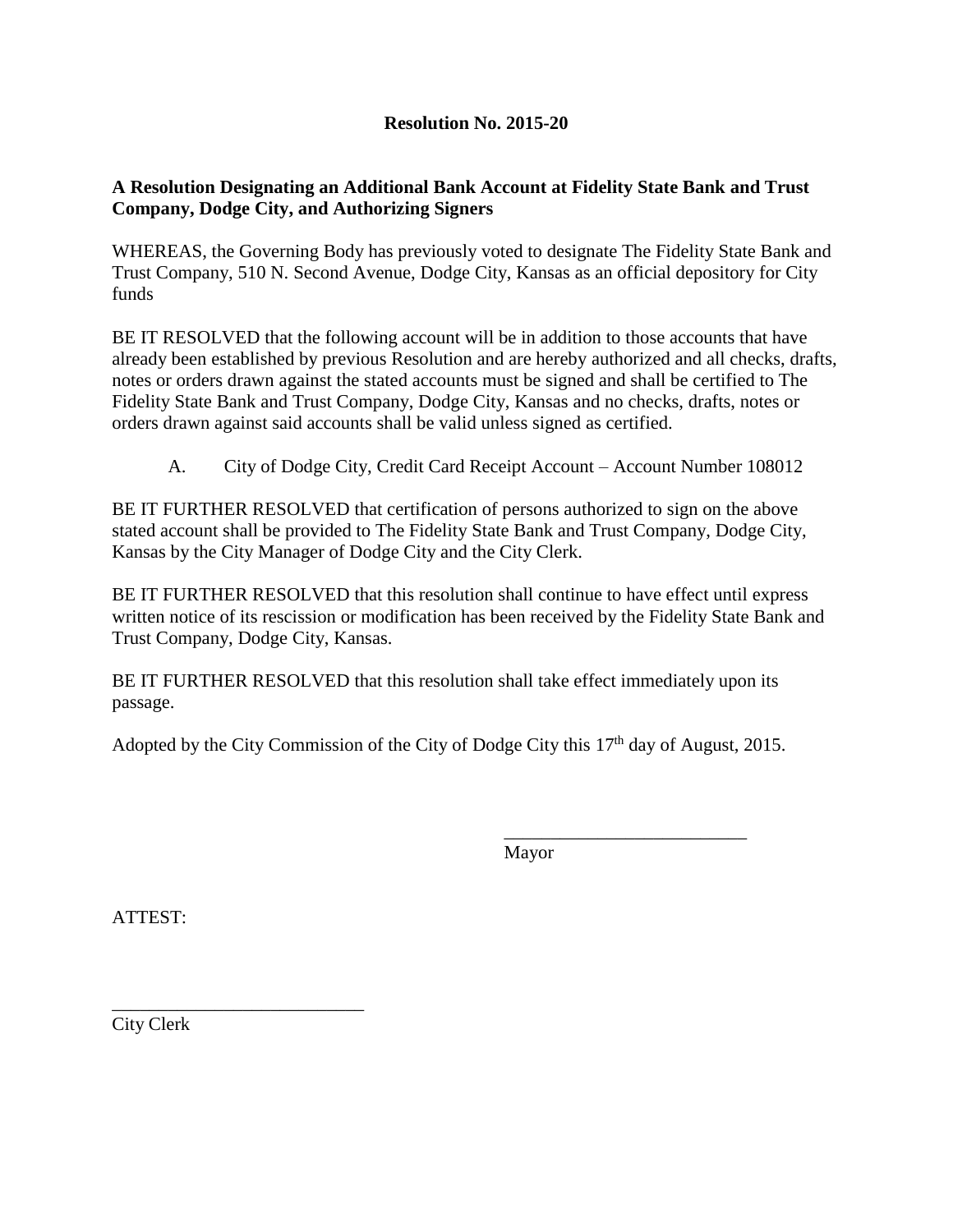**Resolution No. 2015-20**

**A Resolution Designating an Additional Bank Account at Fidelity State Bank and Trust Company, Dodge City, and Authorizing Signers**

WHEREAS, the Governing Body has previously voted to designate The Fidelity State Bank and Trust Company, 510 N. Second Avenue, Dodge City, Kansas as an official depository for City funds

BE IT RESOLVED that the following account will be in addition to those accounts that have already been established by previous Resolution and are hereby authorized and all checks, drafts, notes or orders drawn against the stated accounts must be signed and shall be certified to The Fidelity State Bank and Trust Company, Dodge City, Kansas and no checks, drafts, notes or orders drawn against said accounts shall be valid unless signed as certified.

A. City of Dodge City, Credit Card Receipt Account – Account Number 108012

BE IT FURTHER RESOLVED that certification of persons authorized to sign on the above stated account shall be provided to The Fidelity State Bank and Trust Company, Dodge City, Kansas by the City Manager of Dodge City and the City Clerk.

BE IT FURTHER RESOLVED that this resolution shall continue to have effect until express written notice of its rescission or modification has been received by the Fidelity State Bank and Trust Company, Dodge City, Kansas.

BE IT FURTHER RESOLVED that this resolution shall take effect immediately upon its passage.

Adopted by the City Commission of the City of Dodge City this 17th day of August, 2015.

___________________________
Mayor

ATTEST:

___________________________
City Clerk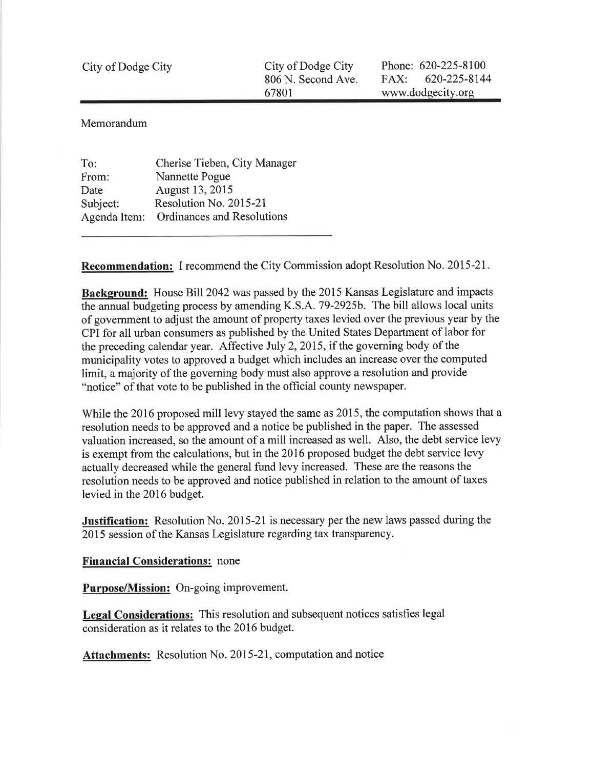| City of Dodge City | City of Dodge City<br>806 N. Second Ave.<br>67801 | Phone: 620-225-8100<br>FAX: 620-225-8144<br>www.dodgecity.org |
|---|---|---|

Memorandum

To: Cherise Tieben, City Manager
From: Nannette Pogue
Date August 13, 2015
Subject: Resolution No. 2015-21
Agenda Item: Ordinances and Resolutions

---

**Recommendation:** I recommend the City Commission adopt Resolution No. 2015-21.

**Background:** House Bill 2042 was passed by the 2015 Kansas Legislature and impacts the annual budgeting process by amending K.S.A. 79-2925b. The bill allows local units of government to adjust the amount of property taxes levied over the previous year by the CPI for all urban consumers as published by the United States Department of labor for the preceding calendar year. Affective July 2, 2015, if the governing body of the municipality votes to approved a budget which includes an increase over the computed limit, a majority of the governing body must also approve a resolution and provide "notice" of that vote to be published in the official county newspaper.

While the 2016 proposed mill levy stayed the same as 2015, the computation shows that a resolution needs to be approved and a notice be published in the paper. The assessed valuation increased, so the amount of a mill increased as well. Also, the debt service levy is exempt from the calculations, but in the 2016 proposed budget the debt service levy actually decreased while the general fund levy increased. These are the reasons the resolution needs to be approved and notice published in relation to the amount of taxes levied in the 2016 budget.

**Justification:** Resolution No. 2015-21 is necessary per the new laws passed during the 2015 session of the Kansas Legislature regarding tax transparency.

**Financial Considerations:** none

**Purpose/Mission:** On-going improvement.

**Legal Considerations:** This resolution and subsequent notices satisfies legal consideration as it relates to the 2016 budget.

**Attachments:** Resolution No. 2015-21, computation and notice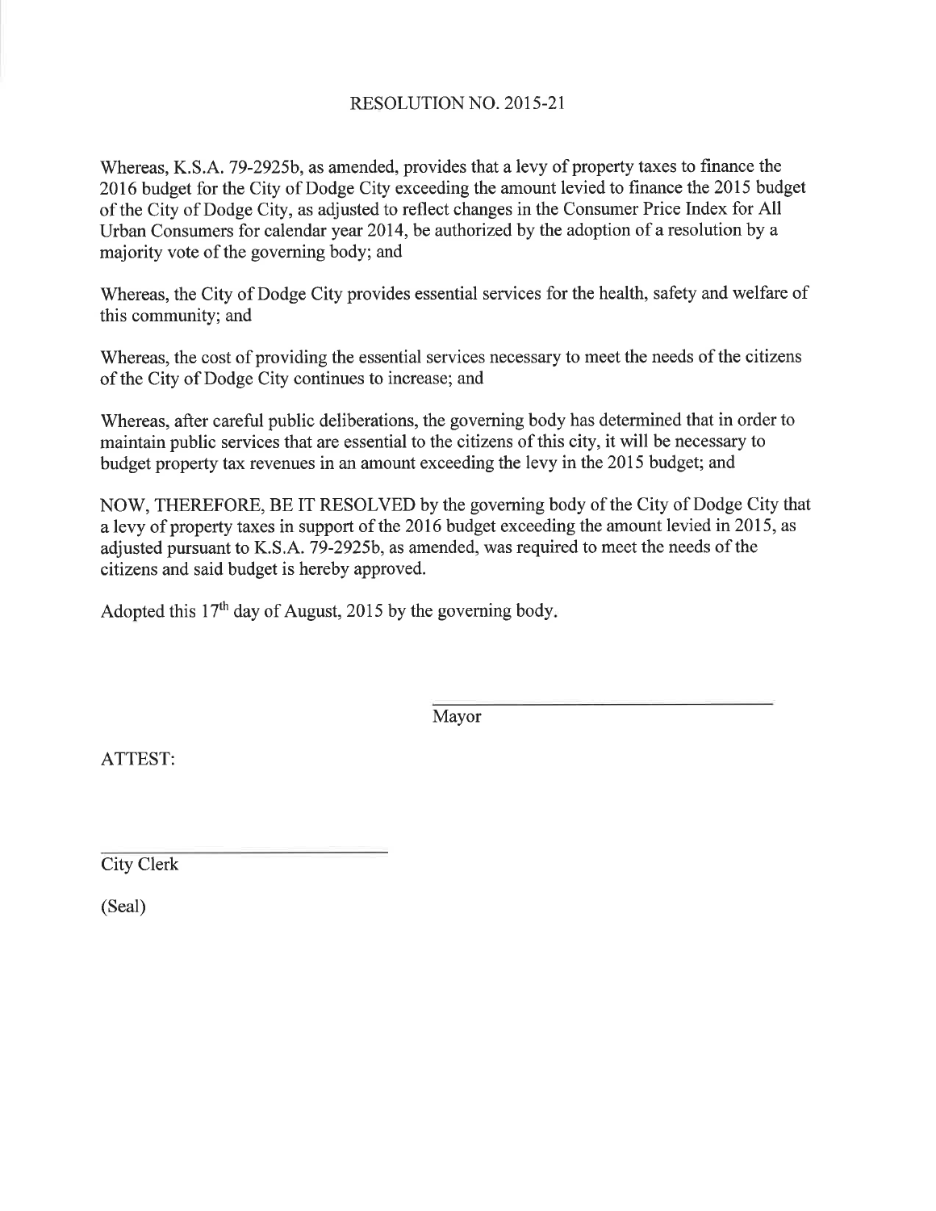# RESOLUTION NO. 2015-21

Whereas, K.S.A. 79-2925b, as amended, provides that a levy of property taxes to finance the 2016 budget for the City of Dodge City exceeding the amount levied to finance the 2015 budget of the City of Dodge City, as adjusted to reflect changes in the Consumer Price Index for All Urban Consumers for calendar year 2014, be authorized by the adoption of a resolution by a majority vote of the governing body; and

Whereas, the City of Dodge City provides essential services for the health, safety and welfare of this community; and

Whereas, the cost of providing the essential services necessary to meet the needs of the citizens of the City of Dodge City continues to increase; and

Whereas, after careful public deliberations, the governing body has determined that in order to maintain public services that are essential to the citizens of this city, it will be necessary to budget property tax revenues in an amount exceeding the levy in the 2015 budget; and

NOW, THEREFORE, BE IT RESOLVED by the governing body of the City of Dodge City that a levy of property taxes in support of the 2016 budget exceeding the amount levied in 2015, as adjusted pursuant to K.S.A. 79-2925b, as amended, was required to meet the needs of the citizens and said budget is hereby approved.

Adopted this 17th day of August, 2015 by the governing body.

\_\_\_\_\_\_\_\_\_\_\_\_\_\_\_\_\_\_\_\_\_\_\_\_\_\_\_\_\_\_
Mayor

ATTEST:

\_\_\_\_\_\_\_\_\_\_\_\_\_\_\_\_\_\_\_\_\_\_\_\_\_\_\_\_\_\_
City Clerk

(Seal)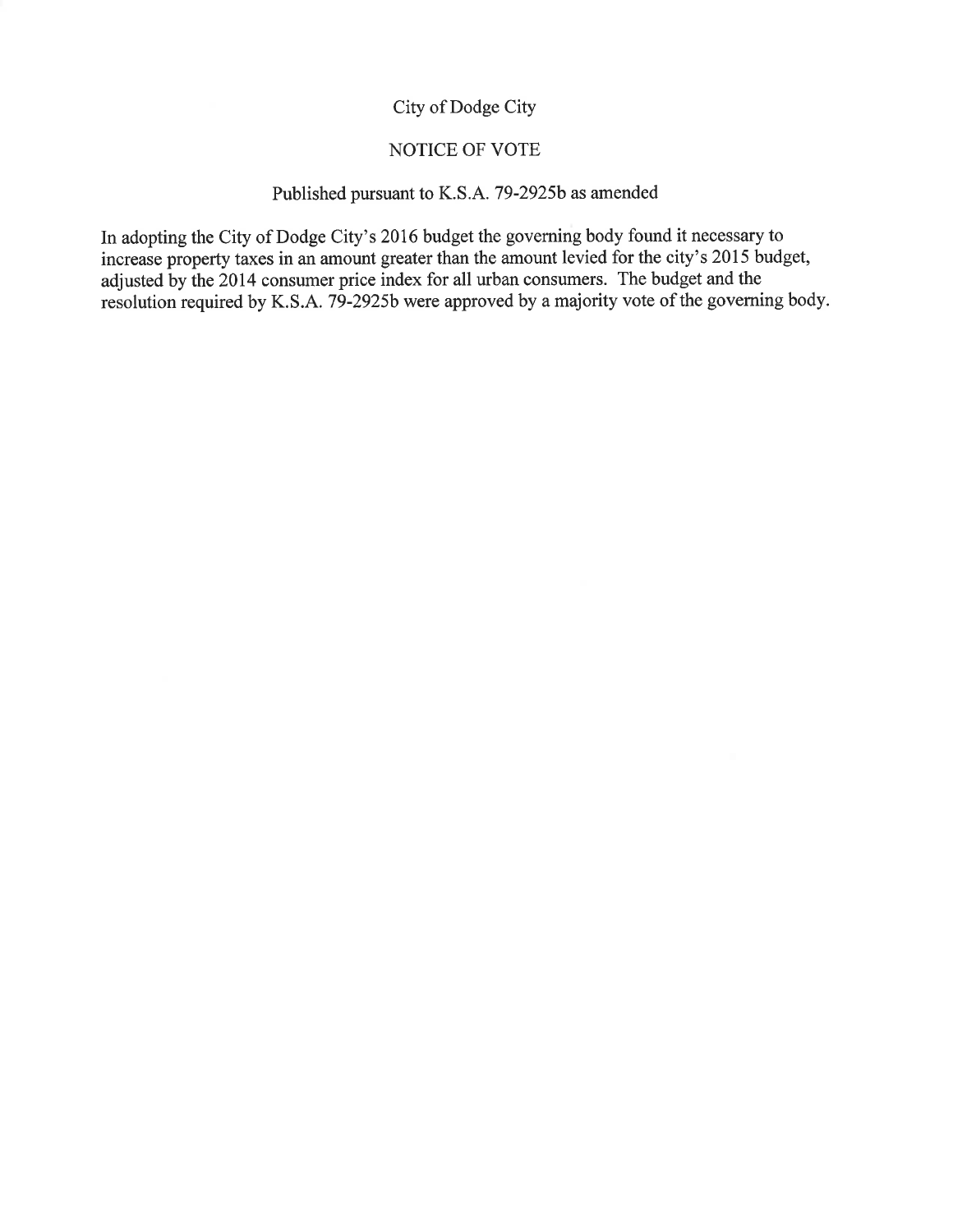City of Dodge City

NOTICE OF VOTE

Published pursuant to K.S.A. 79-2925b as amended

In adopting the City of Dodge City's 2016 budget the governing body found it necessary to increase property taxes in an amount greater than the amount levied for the city's 2015 budget, adjusted by the 2014 consumer price index for all urban consumers. The budget and the resolution required by K.S.A. 79-2925b were approved by a majority vote of the governing body.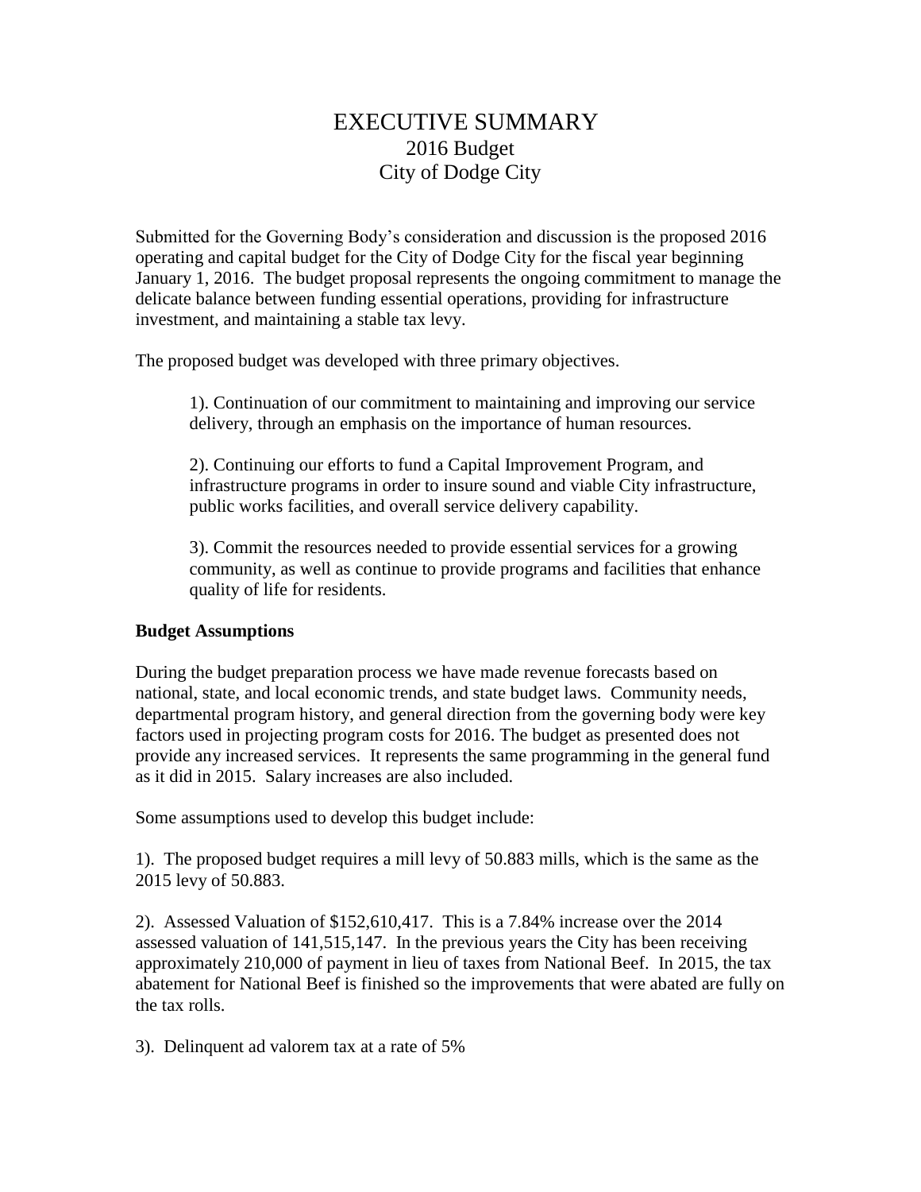# EXECUTIVE SUMMARY
## 2016 Budget
## City of Dodge City

Submitted for the Governing Body's consideration and discussion is the proposed 2016 operating and capital budget for the City of Dodge City for the fiscal year beginning January 1, 2016. The budget proposal represents the ongoing commitment to manage the delicate balance between funding essential operations, providing for infrastructure investment, and maintaining a stable tax levy.

The proposed budget was developed with three primary objectives.

> 1). Continuation of our commitment to maintaining and improving our service delivery, through an emphasis on the importance of human resources.
>
> 2). Continuing our efforts to fund a Capital Improvement Program, and infrastructure programs in order to insure sound and viable City infrastructure, public works facilities, and overall service delivery capability.
>
> 3). Commit the resources needed to provide essential services for a growing community, as well as continue to provide programs and facilities that enhance quality of life for residents.

**Budget Assumptions**

During the budget preparation process we have made revenue forecasts based on national, state, and local economic trends, and state budget laws. Community needs, departmental program history, and general direction from the governing body were key factors used in projecting program costs for 2016. The budget as presented does not provide any increased services. It represents the same programming in the general fund as it did in 2015. Salary increases are also included.

Some assumptions used to develop this budget include:

1). The proposed budget requires a mill levy of 50.883 mills, which is the same as the 2015 levy of 50.883.

2). Assessed Valuation of $152,610,417. This is a 7.84% increase over the 2014 assessed valuation of 141,515,147. In the previous years the City has been receiving approximately 210,000 of payment in lieu of taxes from National Beef. In 2015, the tax abatement for National Beef is finished so the improvements that were abated are fully on the tax rolls.

3). Delinquent ad valorem tax at a rate of 5%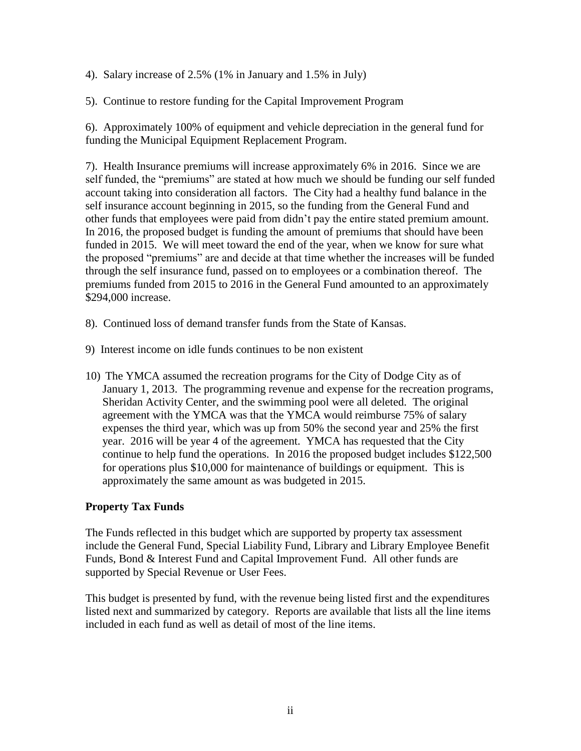4). Salary increase of 2.5% (1% in January and 1.5% in July)

5). Continue to restore funding for the Capital Improvement Program

6). Approximately 100% of equipment and vehicle depreciation in the general fund for funding the Municipal Equipment Replacement Program.

7). Health Insurance premiums will increase approximately 6% in 2016. Since we are self funded, the "premiums" are stated at how much we should be funding our self funded account taking into consideration all factors. The City had a healthy fund balance in the self insurance account beginning in 2015, so the funding from the General Fund and other funds that employees were paid from didn't pay the entire stated premium amount. In 2016, the proposed budget is funding the amount of premiums that should have been funded in 2015. We will meet toward the end of the year, when we know for sure what the proposed "premiums" are and decide at that time whether the increases will be funded through the self insurance fund, passed on to employees or a combination thereof. The premiums funded from 2015 to 2016 in the General Fund amounted to an approximately $294,000 increase.

8). Continued loss of demand transfer funds from the State of Kansas.

9) Interest income on idle funds continues to be non existent

10) The YMCA assumed the recreation programs for the City of Dodge City as of January 1, 2013. The programming revenue and expense for the recreation programs, Sheridan Activity Center, and the swimming pool were all deleted. The original agreement with the YMCA was that the YMCA would reimburse 75% of salary expenses the third year, which was up from 50% the second year and 25% the first year. 2016 will be year 4 of the agreement. YMCA has requested that the City continue to help fund the operations. In 2016 the proposed budget includes $122,500 for operations plus $10,000 for maintenance of buildings or equipment. This is approximately the same amount as was budgeted in 2015.

**Property Tax Funds**

The Funds reflected in this budget which are supported by property tax assessment include the General Fund, Special Liability Fund, Library and Library Employee Benefit Funds, Bond & Interest Fund and Capital Improvement Fund. All other funds are supported by Special Revenue or User Fees.

This budget is presented by fund, with the revenue being listed first and the expenditures listed next and summarized by category. Reports are available that lists all the line items included in each fund as well as detail of most of the line items.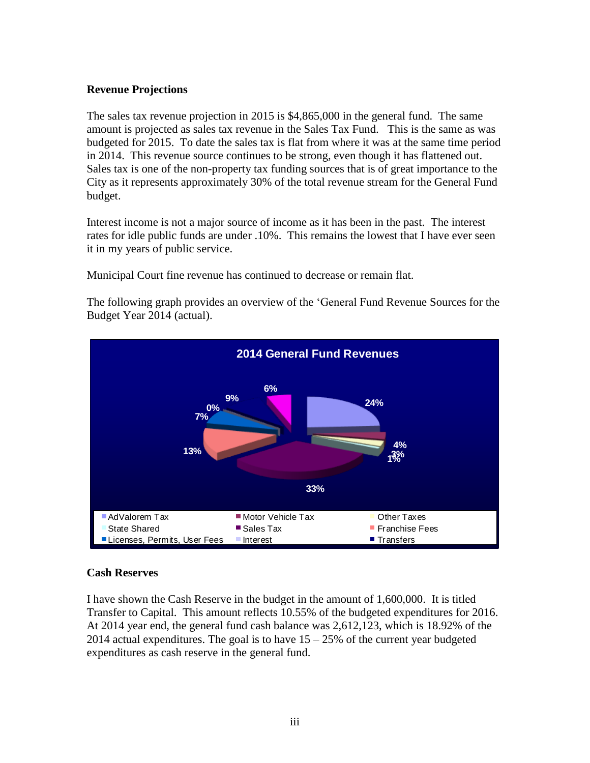## Revenue Projections

The sales tax revenue projection in 2015 is $4,865,000 in the general fund. The same amount is projected as sales tax revenue in the Sales Tax Fund. This is the same as was budgeted for 2015. To date the sales tax is flat from where it was at the same time period in 2014. This revenue source continues to be strong, even though it has flattened out. Sales tax is one of the non-property tax funding sources that is of great importance to the City as it represents approximately 30% of the total revenue stream for the General Fund budget.

Interest income is not a major source of income as it has been in the past. The interest rates for idle public funds are under .10%. This remains the lowest that I have ever seen it in my years of public service.

Municipal Court fine revenue has continued to decrease or remain flat.

The following graph provides an overview of the 'General Fund Revenue Sources for the Budget Year 2014 (actual).

**2014 General Fund Revenues**

24%, 4%, 3%, 1%, 33%, 13%, 7%, 0%, 9%, 6%

AdValorem Tax | Motor Vehicle Tax | Other Taxes | State Shared | Sales Tax | Franchise Fees | Licenses, Permits, User Fees | Interest | Transfers

## Cash Reserves

I have shown the Cash Reserve in the budget in the amount of 1,600,000. It is titled Transfer to Capital. This amount reflects 10.55% of the budgeted expenditures for 2016. At 2014 year end, the general fund cash balance was 2,612,123, which is 18.92% of the 2014 actual expenditures. The goal is to have 15 – 25% of the current year budgeted expenditures as cash reserve in the general fund.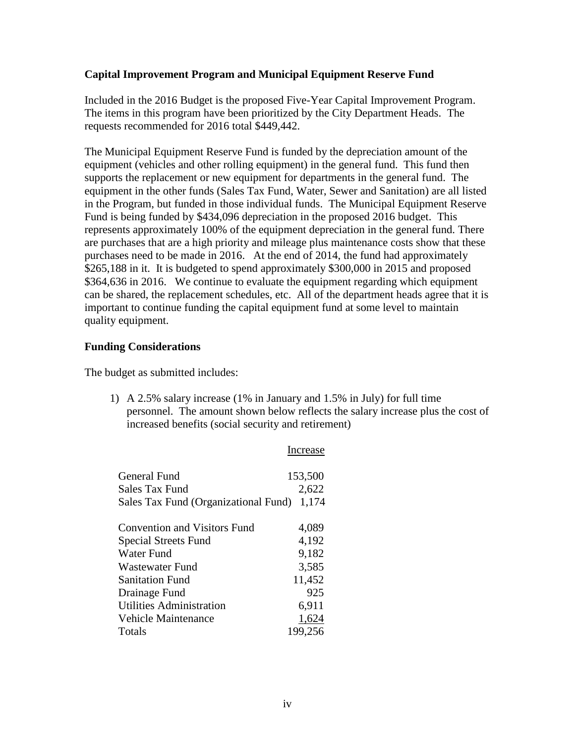**Capital Improvement Program and Municipal Equipment Reserve Fund**

Included in the 2016 Budget is the proposed Five-Year Capital Improvement Program. The items in this program have been prioritized by the City Department Heads. The requests recommended for 2016 total $449,442.

The Municipal Equipment Reserve Fund is funded by the depreciation amount of the equipment (vehicles and other rolling equipment) in the general fund. This fund then supports the replacement or new equipment for departments in the general fund. The equipment in the other funds (Sales Tax Fund, Water, Sewer and Sanitation) are all listed in the Program, but funded in those individual funds. The Municipal Equipment Reserve Fund is being funded by $434,096 depreciation in the proposed 2016 budget. This represents approximately 100% of the equipment depreciation in the general fund. There are purchases that are a high priority and mileage plus maintenance costs show that these purchases need to be made in 2016. At the end of 2014, the fund had approximately $265,188 in it. It is budgeted to spend approximately $300,000 in 2015 and proposed $364,636 in 2016. We continue to evaluate the equipment regarding which equipment can be shared, the replacement schedules, etc. All of the department heads agree that it is important to continue funding the capital equipment fund at some level to maintain quality equipment.

**Funding Considerations**

The budget as submitted includes:

1) A 2.5% salary increase (1% in January and 1.5% in July) for full time personnel. The amount shown below reflects the salary increase plus the cost of increased benefits (social security and retirement)

| | Increase |
|---|---:|
| General Fund | 153,500 |
| Sales Tax Fund | 2,622 |
| Sales Tax Fund (Organizational Fund) | 1,174 |
| Convention and Visitors Fund | 4,089 |
| Special Streets Fund | 4,192 |
| Water Fund | 9,182 |
| Wastewater Fund | 3,585 |
| Sanitation Fund | 11,452 |
| Drainage Fund | 925 |
| Utilities Administration | 6,911 |
| Vehicle Maintenance | 1,624 |
| Totals | 199,256 |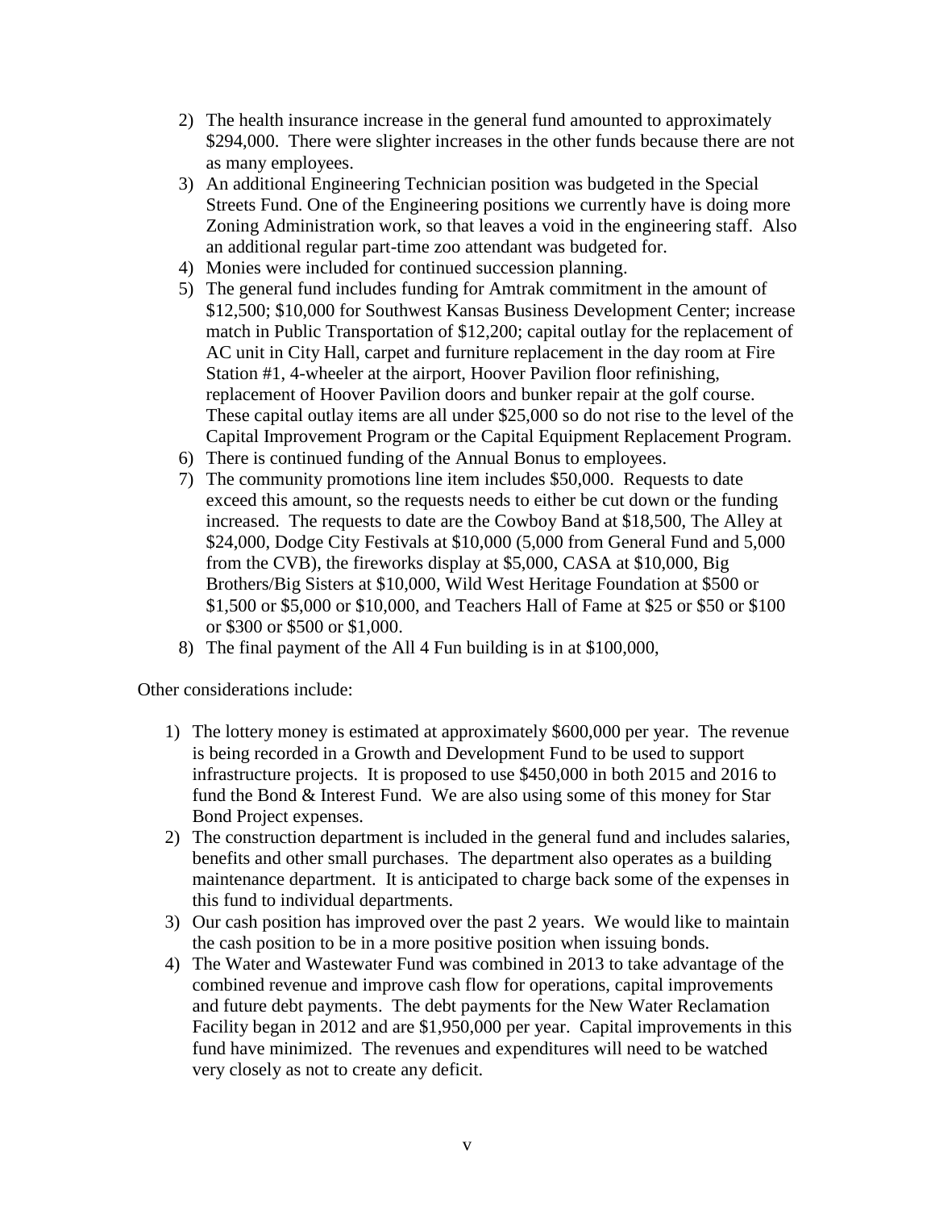2) The health insurance increase in the general fund amounted to approximately $294,000. There were slighter increases in the other funds because there are not as many employees.
3) An additional Engineering Technician position was budgeted in the Special Streets Fund. One of the Engineering positions we currently have is doing more Zoning Administration work, so that leaves a void in the engineering staff. Also an additional regular part-time zoo attendant was budgeted for.
4) Monies were included for continued succession planning.
5) The general fund includes funding for Amtrak commitment in the amount of $12,500; $10,000 for Southwest Kansas Business Development Center; increase match in Public Transportation of $12,200; capital outlay for the replacement of AC unit in City Hall, carpet and furniture replacement in the day room at Fire Station #1, 4-wheeler at the airport, Hoover Pavilion floor refinishing, replacement of Hoover Pavilion doors and bunker repair at the golf course. These capital outlay items are all under $25,000 so do not rise to the level of the Capital Improvement Program or the Capital Equipment Replacement Program.
6) There is continued funding of the Annual Bonus to employees.
7) The community promotions line item includes $50,000. Requests to date exceed this amount, so the requests needs to either be cut down or the funding increased. The requests to date are the Cowboy Band at $18,500, The Alley at $24,000, Dodge City Festivals at $10,000 (5,000 from General Fund and 5,000 from the CVB), the fireworks display at $5,000, CASA at $10,000, Big Brothers/Big Sisters at $10,000, Wild West Heritage Foundation at $500 or $1,500 or $5,000 or $10,000, and Teachers Hall of Fame at $25 or $50 or $100 or $300 or $500 or $1,000.
8) The final payment of the All 4 Fun building is in at $100,000,

Other considerations include:

1) The lottery money is estimated at approximately $600,000 per year. The revenue is being recorded in a Growth and Development Fund to be used to support infrastructure projects. It is proposed to use $450,000 in both 2015 and 2016 to fund the Bond & Interest Fund. We are also using some of this money for Star Bond Project expenses.
2) The construction department is included in the general fund and includes salaries, benefits and other small purchases. The department also operates as a building maintenance department. It is anticipated to charge back some of the expenses in this fund to individual departments.
3) Our cash position has improved over the past 2 years. We would like to maintain the cash position to be in a more positive position when issuing bonds.
4) The Water and Wastewater Fund was combined in 2013 to take advantage of the combined revenue and improve cash flow for operations, capital improvements and future debt payments. The debt payments for the New Water Reclamation Facility began in 2012 and are $1,950,000 per year. Capital improvements in this fund have minimized. The revenues and expenditures will need to be watched very closely as not to create any deficit.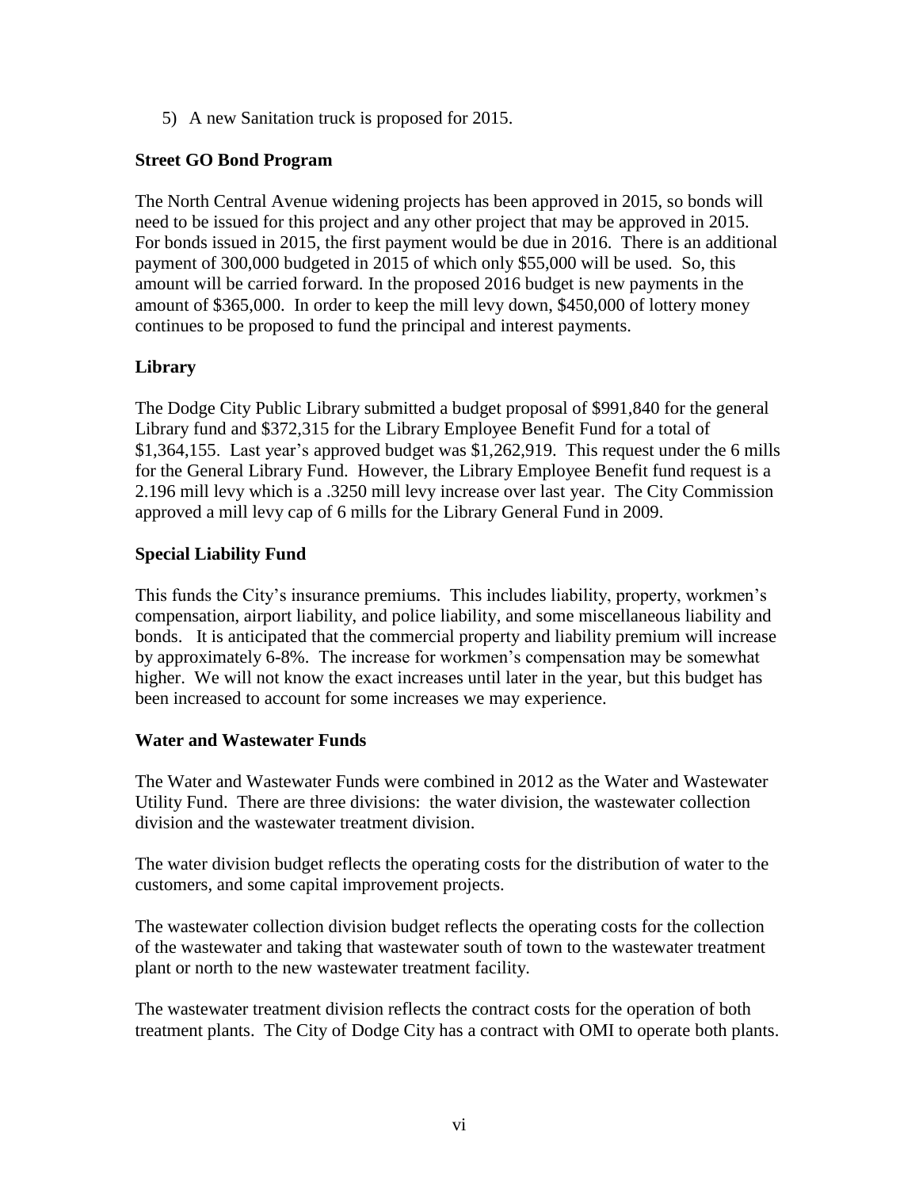5) A new Sanitation truck is proposed for 2015.

**Street GO Bond Program**

The North Central Avenue widening projects has been approved in 2015, so bonds will need to be issued for this project and any other project that may be approved in 2015. For bonds issued in 2015, the first payment would be due in 2016. There is an additional payment of 300,000 budgeted in 2015 of which only $55,000 will be used. So, this amount will be carried forward. In the proposed 2016 budget is new payments in the amount of $365,000. In order to keep the mill levy down, $450,000 of lottery money continues to be proposed to fund the principal and interest payments.

**Library**

The Dodge City Public Library submitted a budget proposal of $991,840 for the general Library fund and $372,315 for the Library Employee Benefit Fund for a total of $1,364,155. Last year's approved budget was $1,262,919. This request under the 6 mills for the General Library Fund. However, the Library Employee Benefit fund request is a 2.196 mill levy which is a .3250 mill levy increase over last year. The City Commission approved a mill levy cap of 6 mills for the Library General Fund in 2009.

**Special Liability Fund**

This funds the City's insurance premiums. This includes liability, property, workmen's compensation, airport liability, and police liability, and some miscellaneous liability and bonds. It is anticipated that the commercial property and liability premium will increase by approximately 6-8%. The increase for workmen's compensation may be somewhat higher. We will not know the exact increases until later in the year, but this budget has been increased to account for some increases we may experience.

**Water and Wastewater Funds**

The Water and Wastewater Funds were combined in 2012 as the Water and Wastewater Utility Fund. There are three divisions: the water division, the wastewater collection division and the wastewater treatment division.

The water division budget reflects the operating costs for the distribution of water to the customers, and some capital improvement projects.

The wastewater collection division budget reflects the operating costs for the collection of the wastewater and taking that wastewater south of town to the wastewater treatment plant or north to the new wastewater treatment facility.

The wastewater treatment division reflects the contract costs for the operation of both treatment plants. The City of Dodge City has a contract with OMI to operate both plants.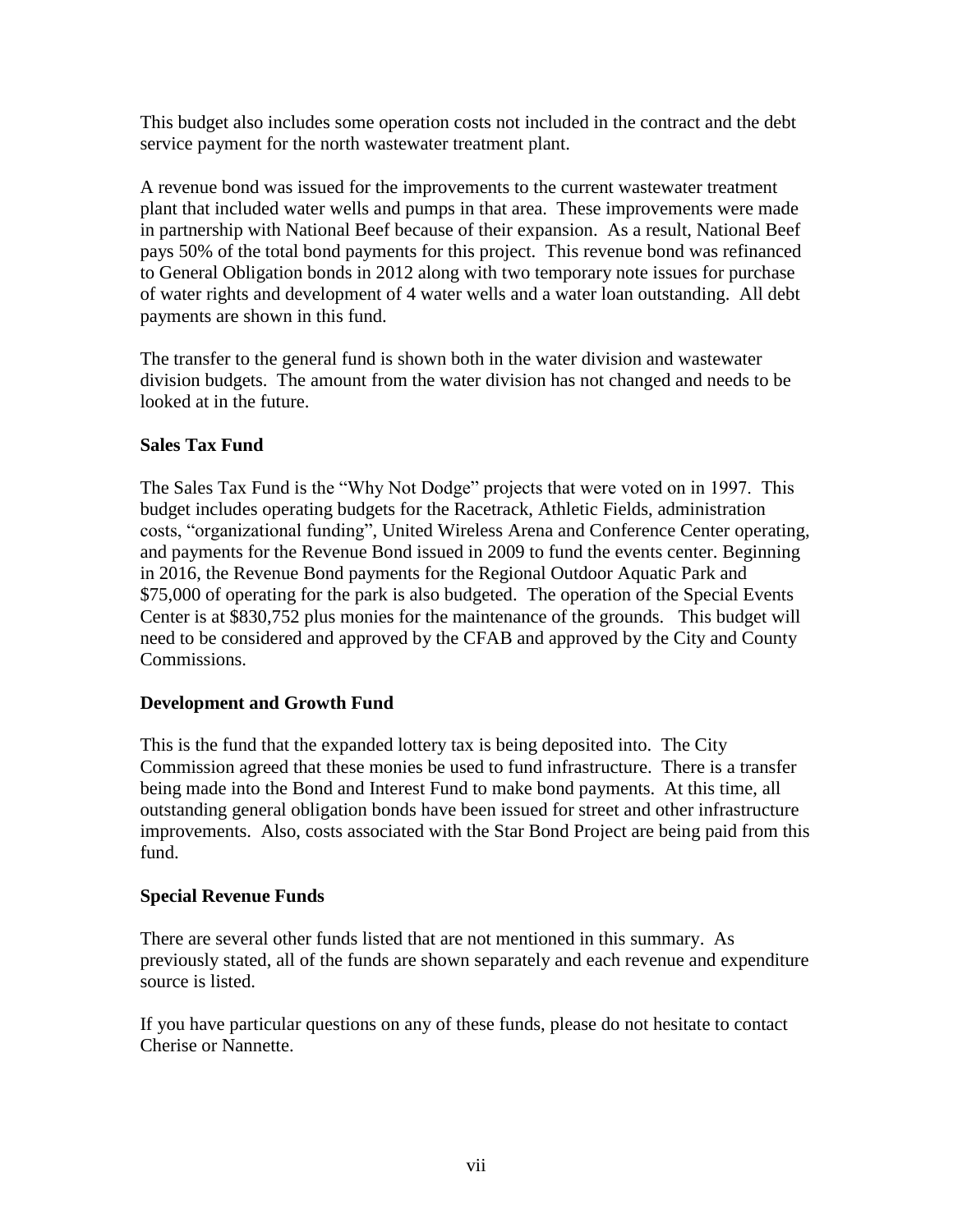This budget also includes some operation costs not included in the contract and the debt service payment for the north wastewater treatment plant.

A revenue bond was issued for the improvements to the current wastewater treatment plant that included water wells and pumps in that area. These improvements were made in partnership with National Beef because of their expansion. As a result, National Beef pays 50% of the total bond payments for this project. This revenue bond was refinanced to General Obligation bonds in 2012 along with two temporary note issues for purchase of water rights and development of 4 water wells and a water loan outstanding. All debt payments are shown in this fund.

The transfer to the general fund is shown both in the water division and wastewater division budgets. The amount from the water division has not changed and needs to be looked at in the future.

**Sales Tax Fund**

The Sales Tax Fund is the "Why Not Dodge" projects that were voted on in 1997. This budget includes operating budgets for the Racetrack, Athletic Fields, administration costs, "organizational funding", United Wireless Arena and Conference Center operating, and payments for the Revenue Bond issued in 2009 to fund the events center. Beginning in 2016, the Revenue Bond payments for the Regional Outdoor Aquatic Park and $75,000 of operating for the park is also budgeted. The operation of the Special Events Center is at $830,752 plus monies for the maintenance of the grounds. This budget will need to be considered and approved by the CFAB and approved by the City and County Commissions.

**Development and Growth Fund**

This is the fund that the expanded lottery tax is being deposited into. The City Commission agreed that these monies be used to fund infrastructure. There is a transfer being made into the Bond and Interest Fund to make bond payments. At this time, all outstanding general obligation bonds have been issued for street and other infrastructure improvements. Also, costs associated with the Star Bond Project are being paid from this fund.

**Special Revenue Funds**

There are several other funds listed that are not mentioned in this summary. As previously stated, all of the funds are shown separately and each revenue and expenditure source is listed.

If you have particular questions on any of these funds, please do not hesitate to contact Cherise or Nannette.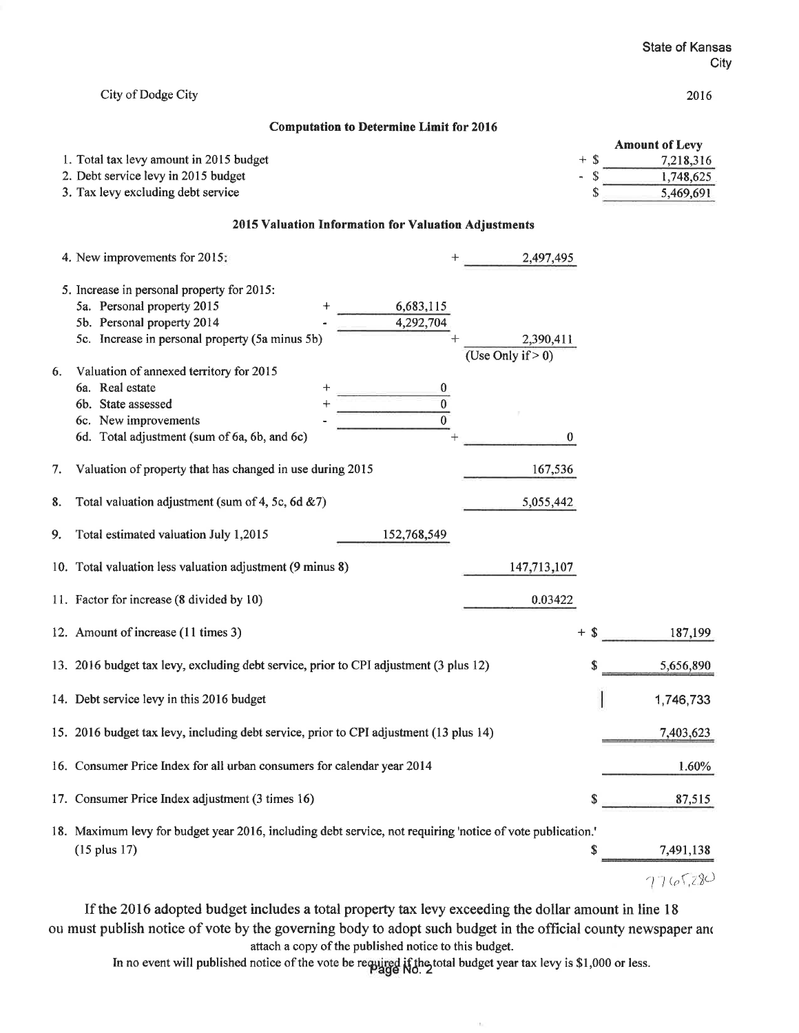State of Kansas
City

City of Dodge City

2016

### Computation to Determine Limit for 2016

| | | | Amount of Levy |
|---|---|---|---|
| 1. Total tax levy amount in 2015 budget | | + $ | 7,218,316 |
| 2. Debt service levy in 2015 budget | | - $ | 1,748,625 |
| 3. Tax levy excluding debt service | | $ | 5,469,691 |

### 2015 Valuation Information for Valuation Adjustments

| | | | |
|---|---|---|---|
| 4. New improvements for 2015: | | + | 2,497,495 |
| 5. Increase in personal property for 2015: | | | |
| 5a. Personal property 2015 | + | 6,683,115 | |
| 5b. Personal property 2014 | - | 4,292,704 | |
| 5c. Increase in personal property (5a minus 5b) | | + | 2,390,411 (Use Only if > 0) |
| 6. Valuation of annexed territory for 2015 | | | |
| 6a. Real estate | + | 0 | |
| 6b. State assessed | + | 0 | |
| 6c. New improvements | - | 0 | |
| 6d. Total adjustment (sum of 6a, 6b, and 6c) | | + | 0 |
| 7. Valuation of property that has changed in use during 2015 | | | 167,536 |
| 8. Total valuation adjustment (sum of 4, 5c, 6d &7) | | | 5,055,442 |
| 9. Total estimated valuation July 1,2015 | | 152,768,549 | |
| 10. Total valuation less valuation adjustment (9 minus 8) | | | 147,713,107 |
| 11. Factor for increase (8 divided by 10) | | | 0.03422 |

| | | |
|---|---|---|
| 12. Amount of increase (11 times 3) | + $ | 187,199 |
| 13. 2016 budget tax levy, excluding debt service, prior to CPI adjustment (3 plus 12) | $ | 5,656,890 |
| 14. Debt service levy in this 2016 budget | | 1,746,733 |
| 15. 2016 budget tax levy, including debt service, prior to CPI adjustment (13 plus 14) | | 7,403,623 |
| 16. Consumer Price Index for all urban consumers for calendar year 2014 | | 1.60% |
| 17. Consumer Price Index adjustment (3 times 16) | $ | 87,515 |
| 18. Maximum levy for budget year 2016, including debt service, not requiring 'notice of vote publication.' (15 plus 17) | $ | 7,491,138 |

7765280

If the 2016 adopted budget includes a total property tax levy exceeding the dollar amount in line 18 ou must publish notice of vote by the governing body to adopt such budget in the official county newspaper anc attach a copy of the published notice to this budget.

In no event will published notice of the vote be required if the total budget year tax levy is $1,000 or less.